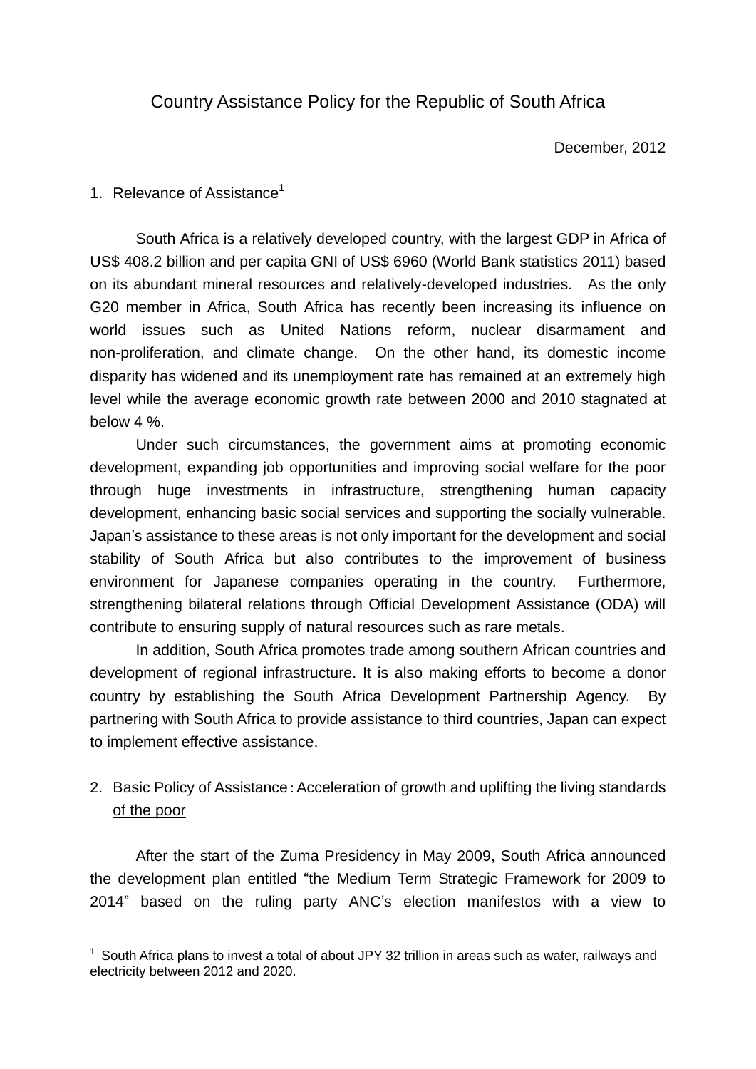# Country Assistance Policy for the Republic of South Africa

December, 2012

## 1. Relevance of Assistance[1]

South Africa is a relatively developed country, with the largest GDP in Africa of US$ 408.2 billion and per capita GNI of US$ 6960 (World Bank statistics 2011) based on its abundant mineral resources and relatively-developed industries. As the only G20 member in Africa, South Africa has recently been increasing its influence on world issues such as United Nations reform, nuclear disarmament and non-proliferation, and climate change. On the other hand, its domestic income disparity has widened and its unemployment rate has remained at an extremely high level while the average economic growth rate between 2000 and 2010 stagnated at below 4 %.

Under such circumstances, the government aims at promoting economic development, expanding job opportunities and improving social welfare for the poor through huge investments in infrastructure, strengthening human capacity development, enhancing basic social services and supporting the socially vulnerable. Japan's assistance to these areas is not only important for the development and social stability of South Africa but also contributes to the improvement of business environment for Japanese companies operating in the country. Furthermore, strengthening bilateral relations through Official Development Assistance (ODA) will contribute to ensuring supply of natural resources such as rare metals.

In addition, South Africa promotes trade among southern African countries and development of regional infrastructure. It is also making efforts to become a donor country by establishing the South Africa Development Partnership Agency. By partnering with South Africa to provide assistance to third countries, Japan can expect to implement effective assistance.

## 2. Basic Policy of Assistance：Acceleration of growth and uplifting the living standards of the poor

After the start of the Zuma Presidency in May 2009, South Africa announced the development plan entitled "the Medium Term Strategic Framework for 2009 to 2014" based on the ruling party ANC's election manifestos with a view to

---

[1] South Africa plans to invest a total of about JPY 32 trillion in areas such as water, railways and electricity between 2012 and 2020.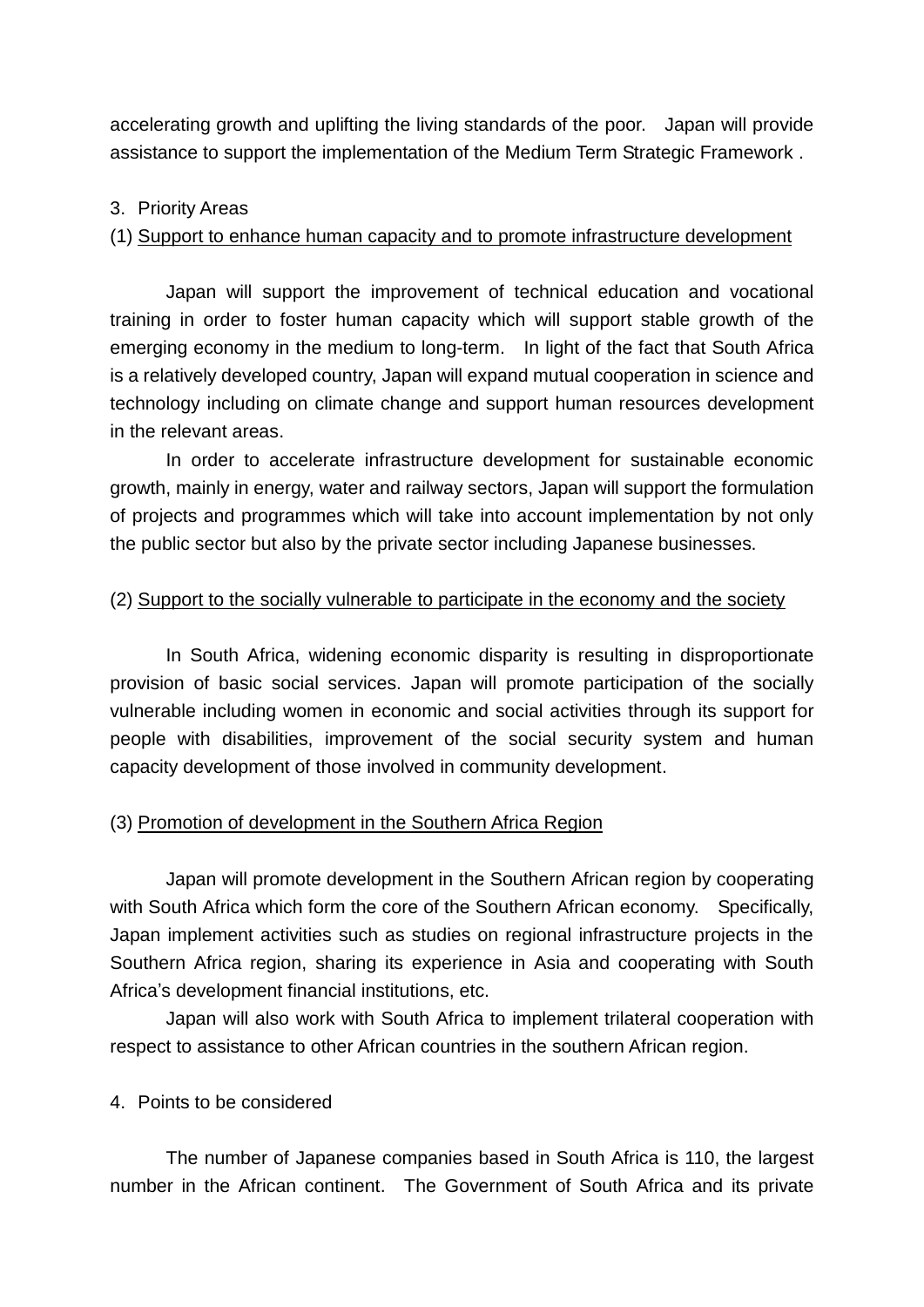accelerating growth and uplifting the living standards of the poor. Japan will provide assistance to support the implementation of the Medium Term Strategic Framework .

3. Priority Areas

(1) <u>Support to enhance human capacity and to promote infrastructure development</u>

Japan will support the improvement of technical education and vocational training in order to foster human capacity which will support stable growth of the emerging economy in the medium to long-term. In light of the fact that South Africa is a relatively developed country, Japan will expand mutual cooperation in science and technology including on climate change and support human resources development in the relevant areas.

In order to accelerate infrastructure development for sustainable economic growth, mainly in energy, water and railway sectors, Japan will support the formulation of projects and programmes which will take into account implementation by not only the public sector but also by the private sector including Japanese businesses.

(2) <u>Support to the socially vulnerable to participate in the economy and the society</u>

In South Africa, widening economic disparity is resulting in disproportionate provision of basic social services. Japan will promote participation of the socially vulnerable including women in economic and social activities through its support for people with disabilities, improvement of the social security system and human capacity development of those involved in community development.

(3) <u>Promotion of development in the Southern Africa Region</u>

Japan will promote development in the Southern African region by cooperating with South Africa which form the core of the Southern African economy. Specifically, Japan implement activities such as studies on regional infrastructure projects in the Southern Africa region, sharing its experience in Asia and cooperating with South Africa's development financial institutions, etc.

Japan will also work with South Africa to implement trilateral cooperation with respect to assistance to other African countries in the southern African region.

4. Points to be considered

The number of Japanese companies based in South Africa is 110, the largest number in the African continent. The Government of South Africa and its private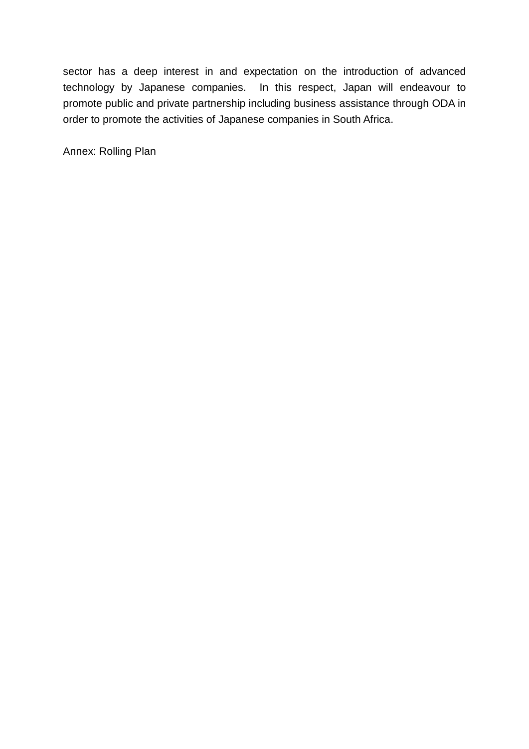sector has a deep interest in and expectation on the introduction of advanced technology by Japanese companies. In this respect, Japan will endeavour to promote public and private partnership including business assistance through ODA in order to promote the activities of Japanese companies in South Africa.

Annex: Rolling Plan